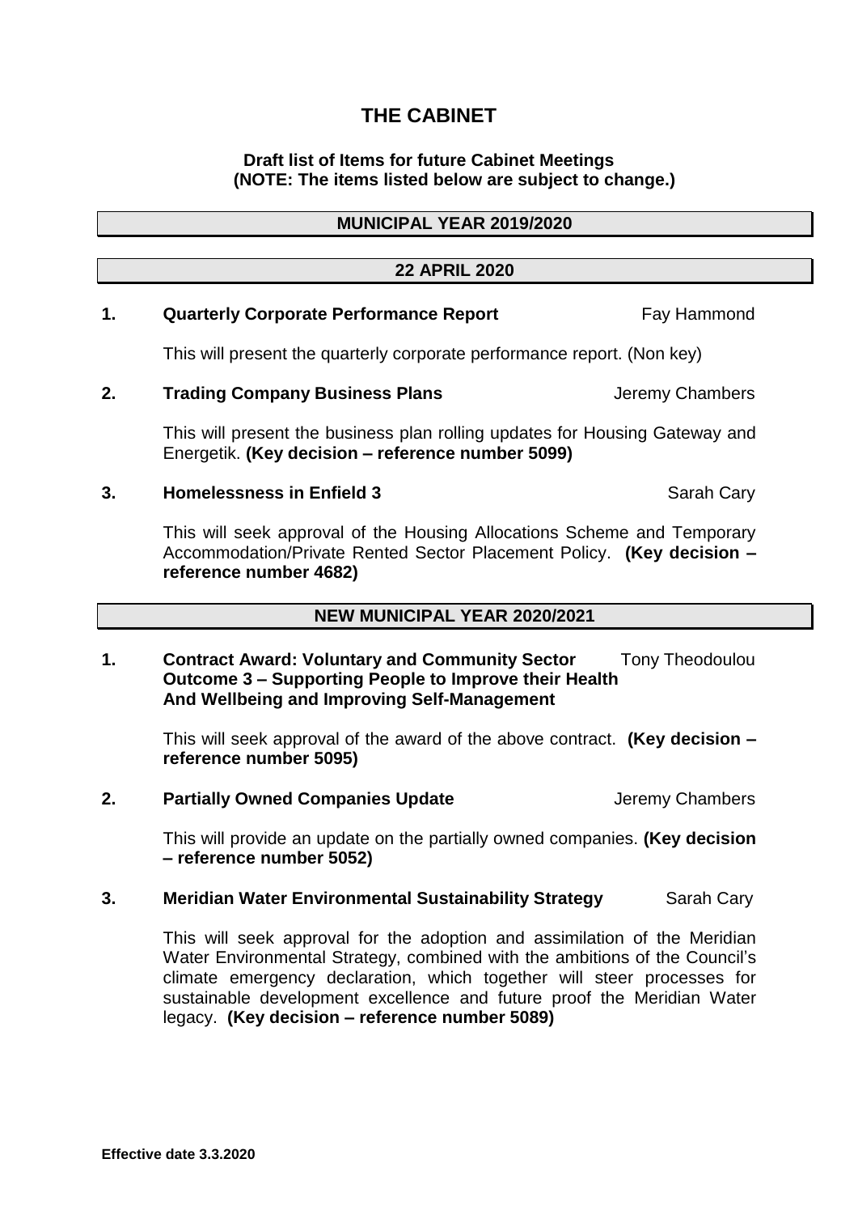# THE CABINET

**Draft list of Items for future Cabinet Meetings**
**(NOTE: The items listed below are subject to change.)**

## MUNICIPAL YEAR 2019/2020

### 22 APRIL 2020

**1. Quarterly Corporate Performance Report** — Fay Hammond

This will present the quarterly corporate performance report. (Non key)

**2. Trading Company Business Plans** — Jeremy Chambers

This will present the business plan rolling updates for Housing Gateway and Energetik. **(Key decision – reference number 5099)**

**3. Homelessness in Enfield 3** — Sarah Cary

This will seek approval of the Housing Allocations Scheme and Temporary Accommodation/Private Rented Sector Placement Policy. **(Key decision – reference number 4682)**

## NEW MUNICIPAL YEAR 2020/2021

**1. Contract Award: Voluntary and Community Sector Outcome 3 – Supporting People to Improve their Health And Wellbeing and Improving Self-Management** — Tony Theodoulou

This will seek approval of the award of the above contract. **(Key decision – reference number 5095)**

**2. Partially Owned Companies Update** — Jeremy Chambers

This will provide an update on the partially owned companies. **(Key decision – reference number 5052)**

**3. Meridian Water Environmental Sustainability Strategy** — Sarah Cary

This will seek approval for the adoption and assimilation of the Meridian Water Environmental Strategy, combined with the ambitions of the Council's climate emergency declaration, which together will steer processes for sustainable development excellence and future proof the Meridian Water legacy. **(Key decision – reference number 5089)**

**Effective date 3.3.2020**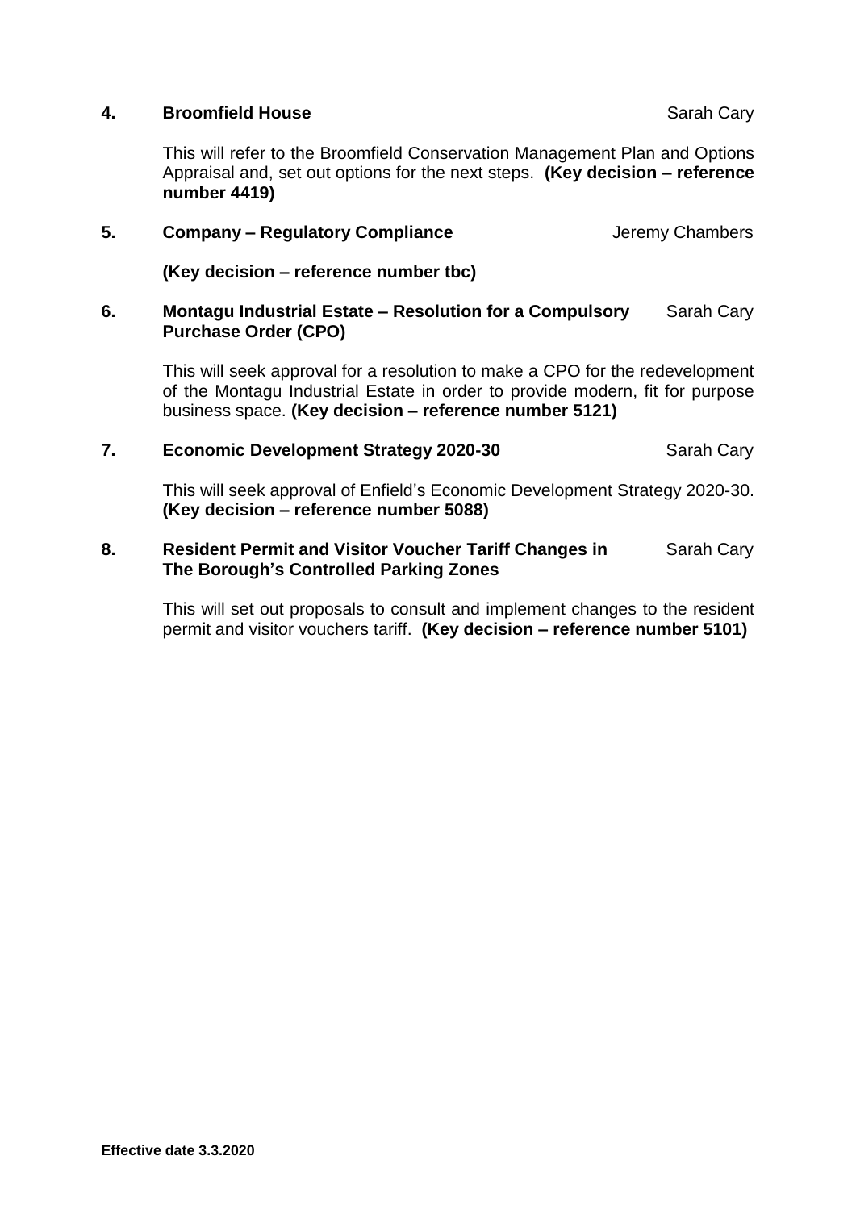**4. Broomfield House** Sarah Cary

This will refer to the Broomfield Conservation Management Plan and Options Appraisal and, set out options for the next steps. **(Key decision – reference number 4419)**

**5. Company – Regulatory Compliance** Jeremy Chambers

**(Key decision – reference number tbc)**

**6. Montagu Industrial Estate – Resolution for a Compulsory Purchase Order (CPO)** Sarah Cary

This will seek approval for a resolution to make a CPO for the redevelopment of the Montagu Industrial Estate in order to provide modern, fit for purpose business space. **(Key decision – reference number 5121)**

**7. Economic Development Strategy 2020-30** Sarah Cary

This will seek approval of Enfield's Economic Development Strategy 2020-30. **(Key decision – reference number 5088)**

**8. Resident Permit and Visitor Voucher Tariff Changes in The Borough's Controlled Parking Zones** Sarah Cary

This will set out proposals to consult and implement changes to the resident permit and visitor vouchers tariff. **(Key decision – reference number 5101)**

**Effective date 3.3.2020**